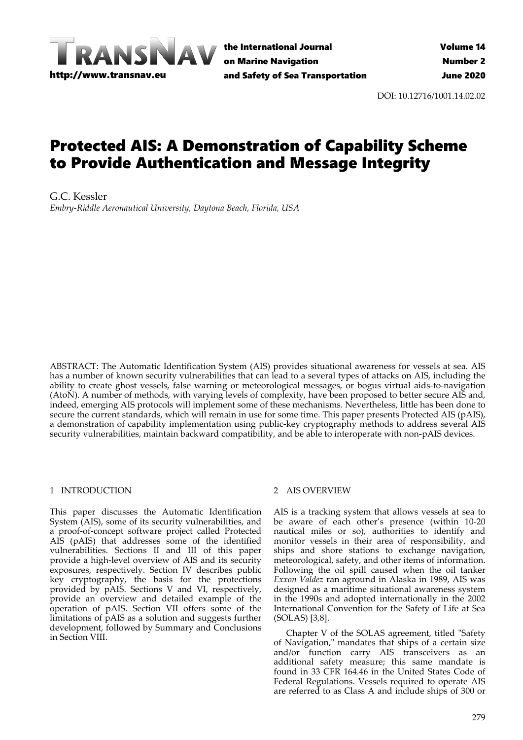DOI: 10.12716/1001.14.02.02

# Protected AIS: A Demonstration of Capability Scheme to Provide Authentication and Message Integrity

G.C. Kessler

*Embry-Riddle Aeronautical University, Daytona Beach, Florida, USA*

ABSTRACT: The Automatic Identification System (AIS) provides situational awareness for vessels at sea. AIS has a number of known security vulnerabilities that can lead to a several types of attacks on AIS, including the ability to create ghost vessels, false warning or meteorological messages, or bogus virtual aids-to-navigation (AtoN). A number of methods, with varying levels of complexity, have been proposed to better secure AIS and, indeed, emerging AIS protocols will implement some of these mechanisms. Nevertheless, little has been done to secure the current standards, which will remain in use for some time. This paper presents Protected AIS (pAIS), a demonstration of capability implementation using public-key cryptography methods to address several AIS security vulnerabilities, maintain backward compatibility, and be able to interoperate with non-pAIS devices.

## 1 INTRODUCTION

This paper discusses the Automatic Identification System (AIS), some of its security vulnerabilities, and a proof-of-concept software project called Protected AIS (pAIS) that addresses some of the identified vulnerabilities. Sections II and III of this paper provide a high-level overview of AIS and its security exposures, respectively. Section IV describes public key cryptography, the basis for the protections provided by pAIS. Sections V and VI, respectively, provide an overview and detailed example of the operation of pAIS. Section VII offers some of the limitations of pAIS as a solution and suggests further development, followed by Summary and Conclusions in Section VIII.

## 2 AIS OVERVIEW

AIS is a tracking system that allows vessels at sea to be aware of each other's presence (within 10-20 nautical miles or so), authorities to identify and monitor vessels in their area of responsibility, and ships and shore stations to exchange navigation, meteorological, safety, and other items of information. Following the oil spill caused when the oil tanker *Exxon Valdez* ran aground in Alaska in 1989, AIS was designed as a maritime situational awareness system in the 1990s and adopted internationally in the 2002 International Convention for the Safety of Life at Sea (SOLAS) [3,8].

Chapter V of the SOLAS agreement, titled "Safety of Navigation," mandates that ships of a certain size and/or function carry AIS transceivers as an additional safety measure; this same mandate is found in 33 CFR 164.46 in the United States Code of Federal Regulations. Vessels required to operate AIS are referred to as Class A and include ships of 300 or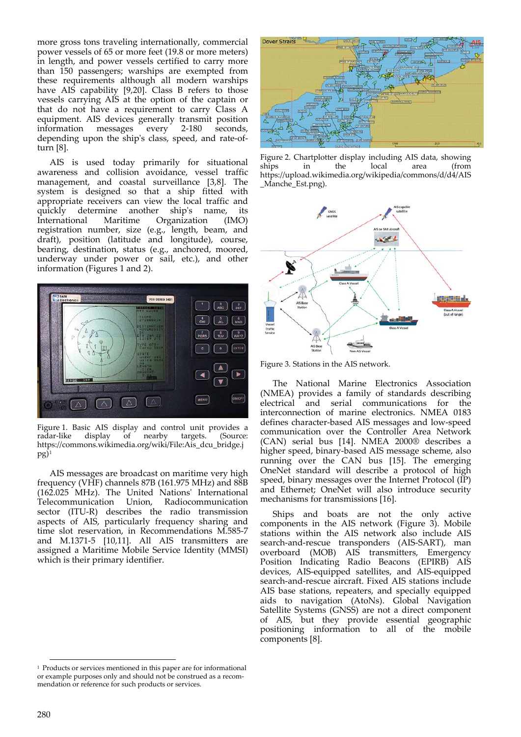more gross tons traveling internationally, commercial power vessels of 65 or more feet (19.8 or more meters) in length, and power vessels certified to carry more than 150 passengers; warships are exempted from these requirements although all modern warships have AIS capability [9,20]. Class B refers to those vessels carrying AIS at the option of the captain or that do not have a requirement to carry Class A equipment. AIS devices generally transmit position information messages every 2-180 seconds, depending upon the ship's class, speed, and rate-of-turn [8].

AIS is used today primarily for situational awareness and collision avoidance, vessel traffic management, and coastal surveillance [3,8]. The system is designed so that a ship fitted with appropriate receivers can view the local traffic and quickly determine another ship's name, its International Maritime Organization (IMO) registration number, size (e.g., length, beam, and draft), position (latitude and longitude), course, bearing, destination, status (e.g., anchored, moored, underway under power or sail, etc.), and other information (Figures 1 and 2).

Figure 1. Basic AIS display and control unit provides a radar-like display of nearby targets. (Source: https://commons.wikimedia.org/wiki/File:Ais_dcu_bridge.jpg)[1]

AIS messages are broadcast on maritime very high frequency (VHF) channels 87B (161.975 MHz) and 88B (162.025 MHz). The United Nations' International Telecommunication Union, Radiocommunication sector (ITU-R) describes the radio transmission aspects of AIS, particularly frequency sharing and time slot reservation, in Recommendations M.585-7 and M.1371-5 [10,11]. All AIS transmitters are assigned a Maritime Mobile Service Identity (MMSI) which is their primary identifier.

Figure 2. Chartplotter display including AIS data, showing ships in the local area (from https://upload.wikimedia.org/wikipedia/commons/d/d4/AIS_Manche_Est.png).

Figure 3. Stations in the AIS network.

The National Marine Electronics Association (NMEA) provides a family of standards describing electrical and serial communications for the interconnection of marine electronics. NMEA 0183 defines character-based AIS messages and low-speed communication over the Controller Area Network (CAN) serial bus [14]. NMEA 2000® describes a higher speed, binary-based AIS message scheme, also running over the CAN bus [15]. The emerging OneNet standard will describe a protocol of high speed, binary messages over the Internet Protocol (IP) and Ethernet; OneNet will also introduce security mechanisms for transmissions [16].

Ships and boats are not the only active components in the AIS network (Figure 3). Mobile stations within the AIS network also include AIS search-and-rescue transponders (AIS-SART), man overboard (MOB) AIS transmitters, Emergency Position Indicating Radio Beacons (EPIRB) AIS devices, AIS-equipped satellites, and AIS-equipped search-and-rescue aircraft. Fixed AIS stations include AIS base stations, repeaters, and specially equipped aids to navigation (AtoNs). Global Navigation Satellite Systems (GNSS) are not a direct component of AIS, but they provide essential geographic positioning information to all of the mobile components [8].

[1] Products or services mentioned in this paper are for informational or example purposes only and should not be construed as a recommendation or reference for such products or services.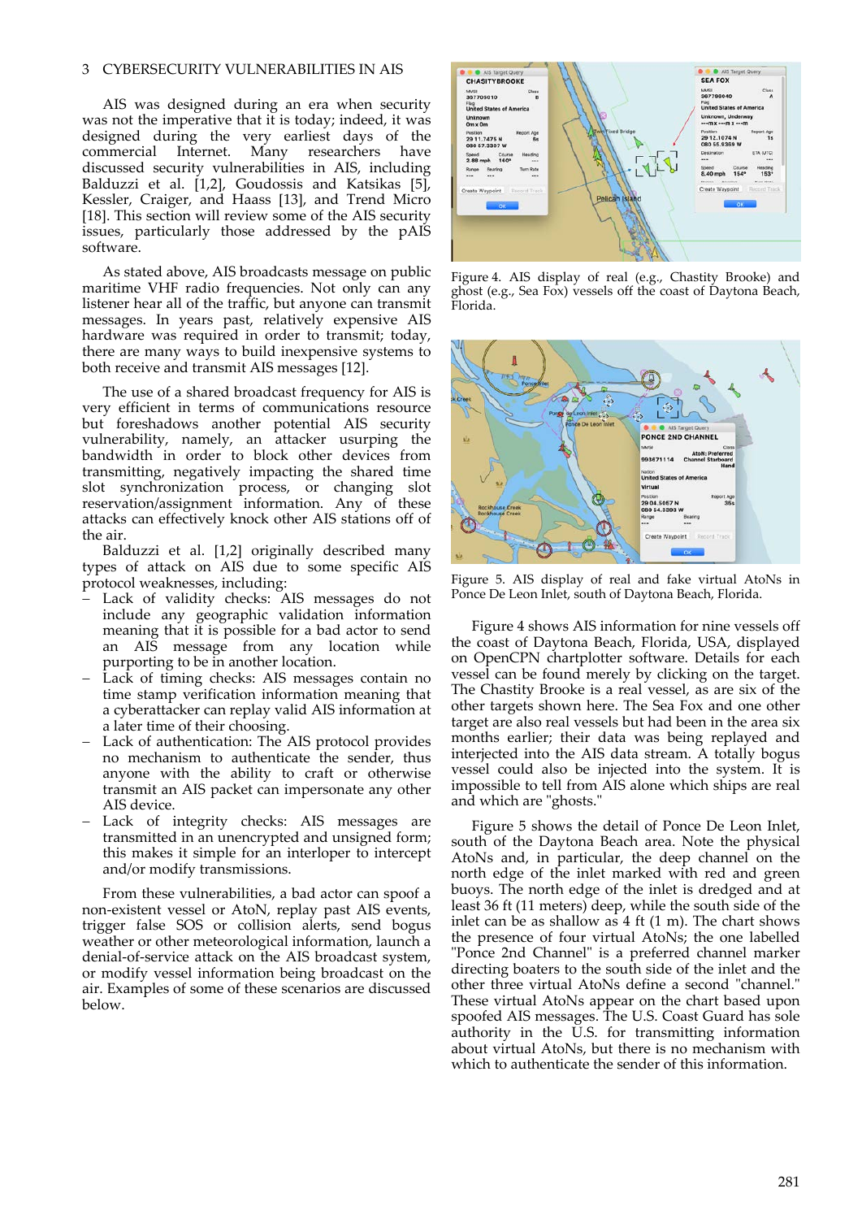## 3 CYBERSECURITY VULNERABILITIES IN AIS

AIS was designed during an era when security was not the imperative that it is today; indeed, it was designed during the very earliest days of the commercial Internet. Many researchers have discussed security vulnerabilities in AIS, including Balduzzi et al. [1,2], Goudossis and Katsikas [5], Kessler, Craiger, and Haass [13], and Trend Micro [18]. This section will review some of the AIS security issues, particularly those addressed by the pAIS software.

As stated above, AIS broadcasts message on public maritime VHF radio frequencies. Not only can any listener hear all of the traffic, but anyone can transmit messages. In years past, relatively expensive AIS hardware was required in order to transmit; today, there are many ways to build inexpensive systems to both receive and transmit AIS messages [12].

The use of a shared broadcast frequency for AIS is very efficient in terms of communications resource but foreshadows another potential AIS security vulnerability, namely, an attacker usurping the bandwidth in order to block other devices from transmitting, negatively impacting the shared time slot synchronization process, or changing slot reservation/assignment information. Any of these attacks can effectively knock other AIS stations off of the air.

Balduzzi et al. [1,2] originally described many types of attack on AIS due to some specific AIS protocol weaknesses, including:

- Lack of validity checks: AIS messages do not include any geographic validation information meaning that it is possible for a bad actor to send an AIS message from any location while purporting to be in another location.
- Lack of timing checks: AIS messages contain no time stamp verification information meaning that a cyberattacker can replay valid AIS information at a later time of their choosing.
- Lack of authentication: The AIS protocol provides no mechanism to authenticate the sender, thus anyone with the ability to craft or otherwise transmit an AIS packet can impersonate any other AIS device.
- Lack of integrity checks: AIS messages are transmitted in an unencrypted and unsigned form; this makes it simple for an interloper to intercept and/or modify transmissions.

From these vulnerabilities, a bad actor can spoof a non-existent vessel or AtoN, replay past AIS events, trigger false SOS or collision alerts, send bogus weather or other meteorological information, launch a denial-of-service attack on the AIS broadcast system, or modify vessel information being broadcast on the air. Examples of some of these scenarios are discussed below.

Figure 4. AIS display of real (e.g., Chastity Brooke) and ghost (e.g., Sea Fox) vessels off the coast of Daytona Beach, Florida.

Figure 5. AIS display of real and fake virtual AtoNs in Ponce De Leon Inlet, south of Daytona Beach, Florida.

Figure 4 shows AIS information for nine vessels off the coast of Daytona Beach, Florida, USA, displayed on OpenCPN chartplotter software. Details for each vessel can be found merely by clicking on the target. The Chastity Brooke is a real vessel, as are six of the other targets shown here. The Sea Fox and one other target are also real vessels but had been in the area six months earlier; their data was being replayed and interjected into the AIS data stream. A totally bogus vessel could also be injected into the system. It is impossible to tell from AIS alone which ships are real and which are "ghosts."

Figure 5 shows the detail of Ponce De Leon Inlet, south of the Daytona Beach area. Note the physical AtoNs and, in particular, the deep channel on the north edge of the inlet marked with red and green buoys. The north edge of the inlet is dredged and at least 36 ft (11 meters) deep, while the south side of the inlet can be as shallow as 4 ft (1 m). The chart shows the presence of four virtual AtoNs; the one labelled "Ponce 2nd Channel" is a preferred channel marker directing boaters to the south side of the inlet and the other three virtual AtoNs define a second "channel." These virtual AtoNs appear on the chart based upon spoofed AIS messages. The U.S. Coast Guard has sole authority in the U.S. for transmitting information about virtual AtoNs, but there is no mechanism with which to authenticate the sender of this information.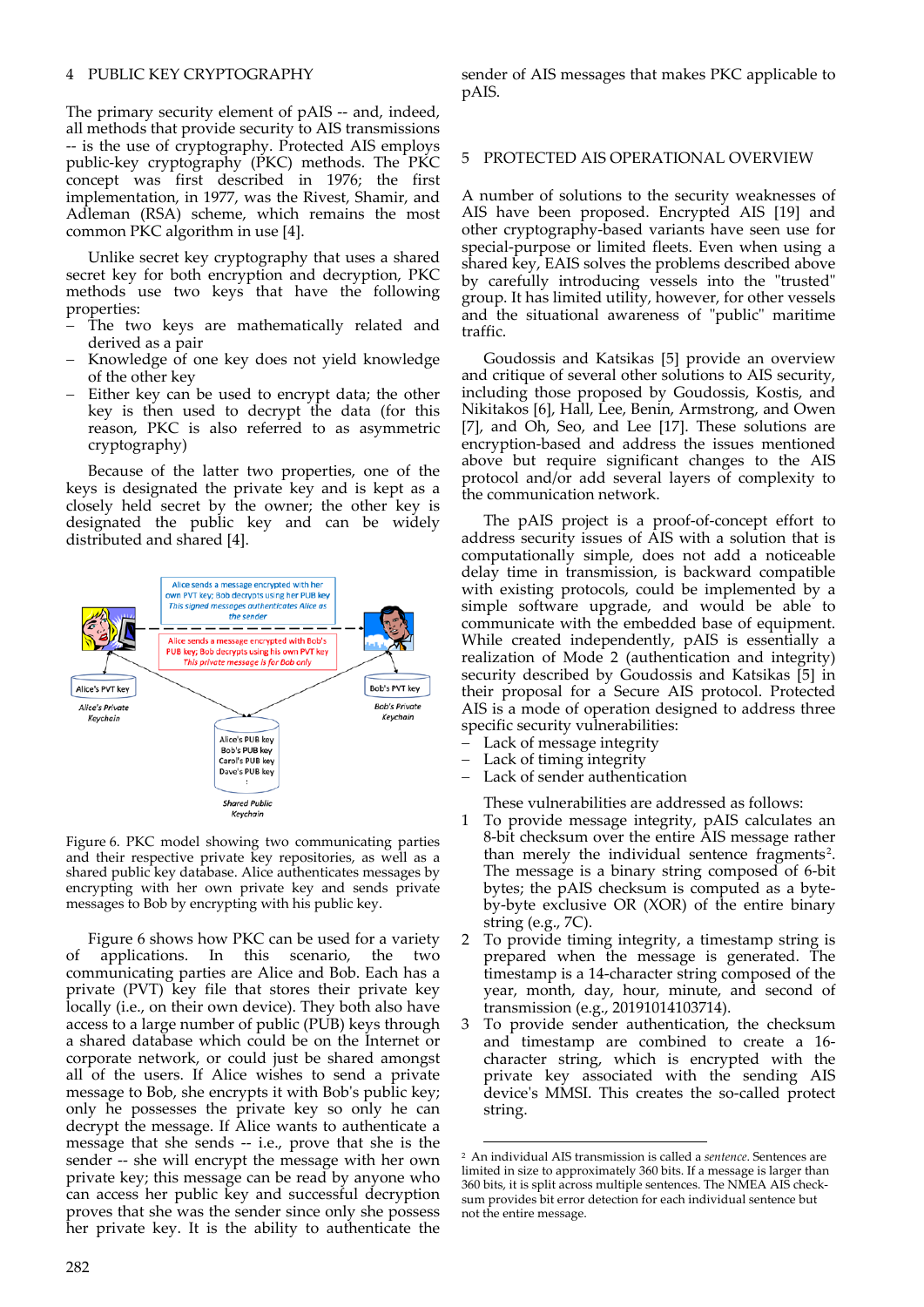## 4 PUBLIC KEY CRYPTOGRAPHY

The primary security element of pAIS -- and, indeed, all methods that provide security to AIS transmissions -- is the use of cryptography. Protected AIS employs public-key cryptography (PKC) methods. The PKC concept was first described in 1976; the first implementation, in 1977, was the Rivest, Shamir, and Adleman (RSA) scheme, which remains the most common PKC algorithm in use [4].

Unlike secret key cryptography that uses a shared secret key for both encryption and decryption, PKC methods use two keys that have the following properties:

- The two keys are mathematically related and derived as a pair
- Knowledge of one key does not yield knowledge of the other key
- Either key can be used to encrypt data; the other key is then used to decrypt the data (for this reason, PKC is also referred to as asymmetric cryptography)

Because of the latter two properties, one of the keys is designated the private key and is kept as a closely held secret by the owner; the other key is designated the public key and can be widely distributed and shared [4].

Figure 6. PKC model showing two communicating parties and their respective private key repositories, as well as a shared public key database. Alice authenticates messages by encrypting with her own private key and sends private messages to Bob by encrypting with his public key.

Figure 6 shows how PKC can be used for a variety of applications. In this scenario, the two communicating parties are Alice and Bob. Each has a private (PVT) key file that stores their private key locally (i.e., on their own device). They both also have access to a large number of public (PUB) keys through a shared database which could be on the Internet or corporate network, or could just be shared amongst all of the users. If Alice wishes to send a private message to Bob, she encrypts it with Bob's public key; only he possesses the private key so only he can decrypt the message. If Alice wants to authenticate a message that she sends -- i.e., prove that she is the sender -- she will encrypt the message with her own private key; this message can be read by anyone who can access her public key and successful decryption proves that she was the sender since only she possess her private key. It is the ability to authenticate the sender of AIS messages that makes PKC applicable to pAIS.

## 5 PROTECTED AIS OPERATIONAL OVERVIEW

A number of solutions to the security weaknesses of AIS have been proposed. Encrypted AIS [19] and other cryptography-based variants have seen use for special-purpose or limited fleets. Even when using a shared key, EAIS solves the problems described above by carefully introducing vessels into the "trusted" group. It has limited utility, however, for other vessels and the situational awareness of "public" maritime traffic.

Goudossis and Katsikas [5] provide an overview and critique of several other solutions to AIS security, including those proposed by Goudossis, Kostis, and Nikitakos [6], Hall, Lee, Benin, Armstrong, and Owen [7], and Oh, Seo, and Lee [17]. These solutions are encryption-based and address the issues mentioned above but require significant changes to the AIS protocol and/or add several layers of complexity to the communication network.

The pAIS project is a proof-of-concept effort to address security issues of AIS with a solution that is computationally simple, does not add a noticeable delay time in transmission, is backward compatible with existing protocols, could be implemented by a simple software upgrade, and would be able to communicate with the embedded base of equipment. While created independently, pAIS is essentially a realization of Mode 2 (authentication and integrity) security described by Goudossis and Katsikas [5] in their proposal for a Secure AIS protocol. Protected AIS is a mode of operation designed to address three specific security vulnerabilities:

- Lack of message integrity
- Lack of timing integrity
- Lack of sender authentication

These vulnerabilities are addressed as follows:

1. To provide message integrity, pAIS calculates an 8-bit checksum over the entire AIS message rather than merely the individual sentence fragments[2]. The message is a binary string composed of 6-bit bytes; the pAIS checksum is computed as a byte-by-byte exclusive OR (XOR) of the entire binary string (e.g., 7C).
2. To provide timing integrity, a timestamp string is prepared when the message is generated. The timestamp is a 14-character string composed of the year, month, day, hour, minute, and second of transmission (e.g., 20191014103714).
3. To provide sender authentication, the checksum and timestamp are combined to create a 16-character string, which is encrypted with the private key associated with the sending AIS device's MMSI. This creates the so-called protect string.

[2] An individual AIS transmission is called a *sentence*. Sentences are limited in size to approximately 360 bits. If a message is larger than 360 bits, it is split across multiple sentences. The NMEA AIS checksum provides bit error detection for each individual sentence but not the entire message.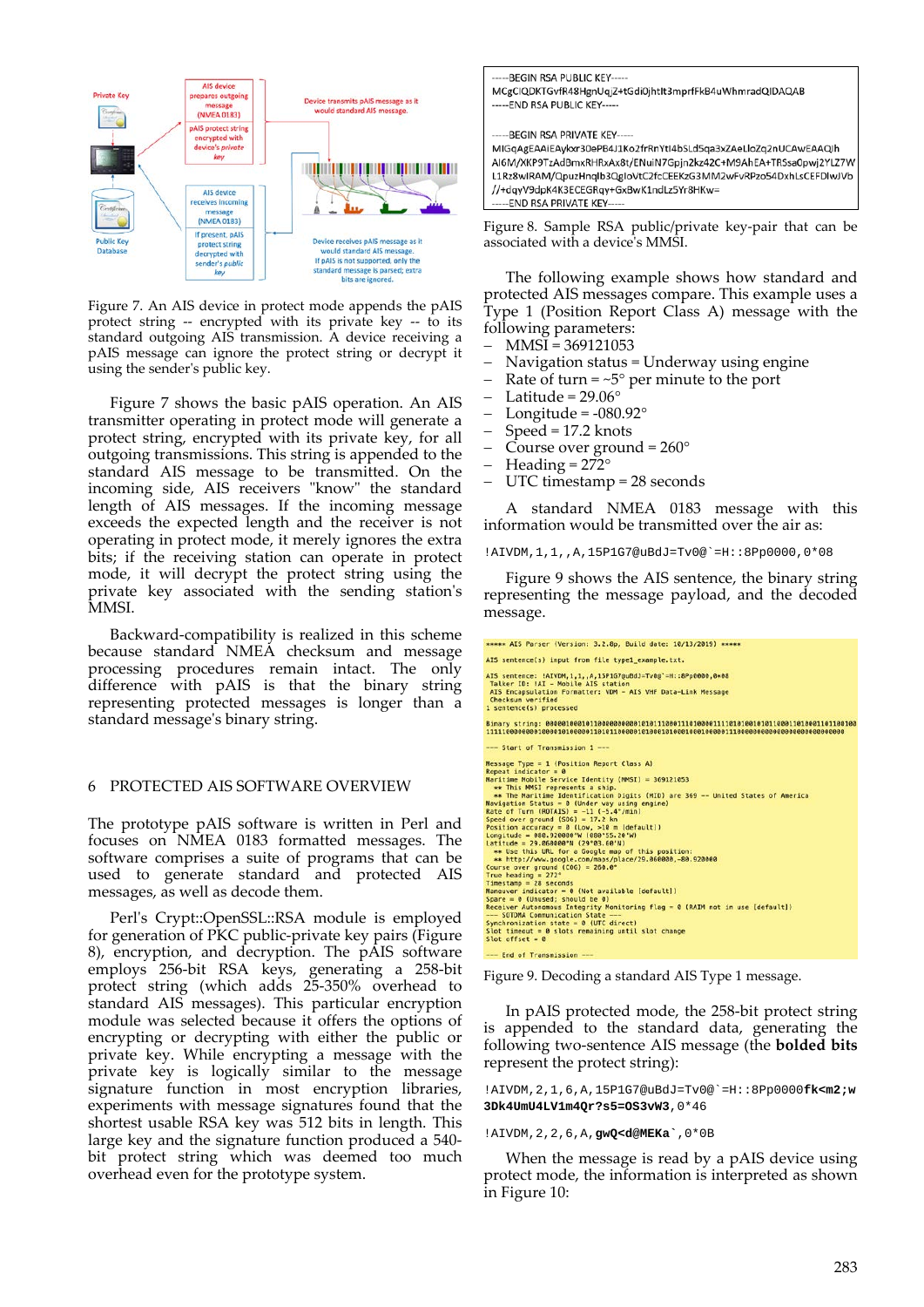Figure 7. An AIS device in protect mode appends the pAIS protect string -- encrypted with its private key -- to its standard outgoing AIS transmission. A device receiving a pAIS message can ignore the protect string or decrypt it using the sender's public key.

Figure 7 shows the basic pAIS operation. An AIS transmitter operating in protect mode will generate a protect string, encrypted with its private key, for all outgoing transmissions. This string is appended to the standard AIS message to be transmitted. On the incoming side, AIS receivers "know" the standard length of AIS messages. If the incoming message exceeds the expected length and the receiver is not operating in protect mode, it merely ignores the extra bits; if the receiving station can operate in protect mode, it will decrypt the protect string using the private key associated with the sending station's MMSI.

Backward-compatibility is realized in this scheme because standard NMEA checksum and message processing procedures remain intact. The only difference with pAIS is that the binary string representing protected messages is longer than a standard message's binary string.

## 6 PROTECTED AIS SOFTWARE OVERVIEW

The prototype pAIS software is written in Perl and focuses on NMEA 0183 formatted messages. The software comprises a suite of programs that can be used to generate standard and protected AIS messages, as well as decode them.

Perl's Crypt::OpenSSL::RSA module is employed for generation of PKC public-private key pairs (Figure 8), encryption, and decryption. The pAIS software employs 256-bit RSA keys, generating a 258-bit protect string (which adds 25-350% overhead to standard AIS messages). This particular encryption module was selected because it offers the options of encrypting or decrypting with either the public or private key. While encrypting a message with the private key is logically similar to the message signature function in most encryption libraries, experiments with message signatures found that the shortest usable RSA key was 512 bits in length. This large key and the signature function produced a 540-bit protect string which was deemed too much overhead even for the prototype system.

```
-----BEGIN RSA PUBLIC KEY-----
MCgCIQDKTGvfR48HgnUqjZ+tGdi0jhtIt3mprfFkB4uWhmradQIDAQAB
-----END RSA PUBLIC KEY-----

-----BEGIN RSA PRIVATE KEY-----
MIGqAgEAAiEAykxr30ePB4J1Ko2frRnYtI4bSLd5qa3xZAeLloZq2nUCAwEAAQIh
AI6M/XKP9TzAdBmxRHRxAx8t/ENuiN7Gpjn2kz42C+M9AhEA+TR5sa0pwj2YLZ7W
L1Rz8wIRAM/QpuzHnqIb3QgloVtC2fcCEEKzG3MM2wFvRPzo54DxhLsCEFDIwJVb
//+dqyV9dpK4K3ECEGRqy+GxBwK1ndLz5Yr8HKw=
-----END RSA PRIVATE KEY-----
```

Figure 8. Sample RSA public/private key-pair that can be associated with a device's MMSI.

The following example shows how standard and protected AIS messages compare. This example uses a Type 1 (Position Report Class A) message with the following parameters:

- MMSI = 369121053
- Navigation status = Underway using engine
- Rate of turn = ~5° per minute to the port
- Latitude = 29.06°
- Longitude = -080.92°
- Speed = 17.2 knots
- Course over ground = 260°
- Heading = 272°
- UTC timestamp = 28 seconds

A standard NMEA 0183 message with this information would be transmitted over the air as:

```
!AIVDM,1,1,,A,15P1G7@uBdJ=Tv0@`=H::8Pp0000,0*08
```

Figure 9 shows the AIS sentence, the binary string representing the message payload, and the decoded message.

```
***** AIS Parser (Version: 3.2.0p, Build date: 10/13/2019) *****

AIS sentence(s) input from file type1_example.txt.

AIS sentence: !AIVDM,1,1,,A,15P1G7@uBdJ=Tv0@`=H::8Pp0000,0*08
 Talker ID: !AI - Mobile AIS station
 AIS Encapsulation Formatter: VDM - AIS VHF Data-Link Message
 Checksum verified
1 sentence(s) processed

Binary string: 000001000101100000000001010111000111010000111101001001010110001101000110111000100
1111000000000100000101000001010110110000010111110001010011000000110001001000000011000000000000000000000000

--- Start of Transmission 1 ---

Message Type = 1 (Position Report Class A)
Repeat indicator = 0
Maritime Mobile Service Identity (MMSI) = 369121053
  ** This MMSI represents a ship.
  ** The Maritime Identification Digits (MID) are 369 -- United States of America
Navigation Status = 0 (Under way using engine)
Rate of Turn (ROTAIS) = -11 (-5.4°/min)
Speed over ground (SOG) = 17.2 kn
Position accuracy = 0 (Low, >10 m [default])
Longitude = 080.920000°W (080°55.20'W)
Latitude = 29.060000°N (29°03.60'N)
  ** Use this URL for a Google map of this position:
  ** http://www.google.com/maps/place/29.060000,-80.920000
Course over ground (COG) = 260.0°
True heading = 272°
Timestamp = 28 seconds
Manoever indicator = 0 (Not available [default])
Spare = 0 (Unused; should be 0)
Receiver Autonomous Integrity Monitoring flag = 0 (RAIM not in use [default])
--- SOTDMA Communication State ---
Synchronization state = 0 (UTC direct)
Slot timeout = 0 slots remaining until slot change
Slot offset = 0

--- End of Transmission ---
```

Figure 9. Decoding a standard AIS Type 1 message.

In pAIS protected mode, the 258-bit protect string is appended to the standard data, generating the following two-sentence AIS message (the **bolded bits** represent the protect string):

!AIVDM,2,1,6,A,15P1G7@uBdJ=Tv0@`=H::8Pp0000**fk<m2;w3Dk4UmU4LV1m4Qr?s5=OS3vW3**,0*46

!AIVDM,2,2,6,A,**gwQ<d@MEKa**`,0*0B

When the message is read by a pAIS device using protect mode, the information is interpreted as shown in Figure 10: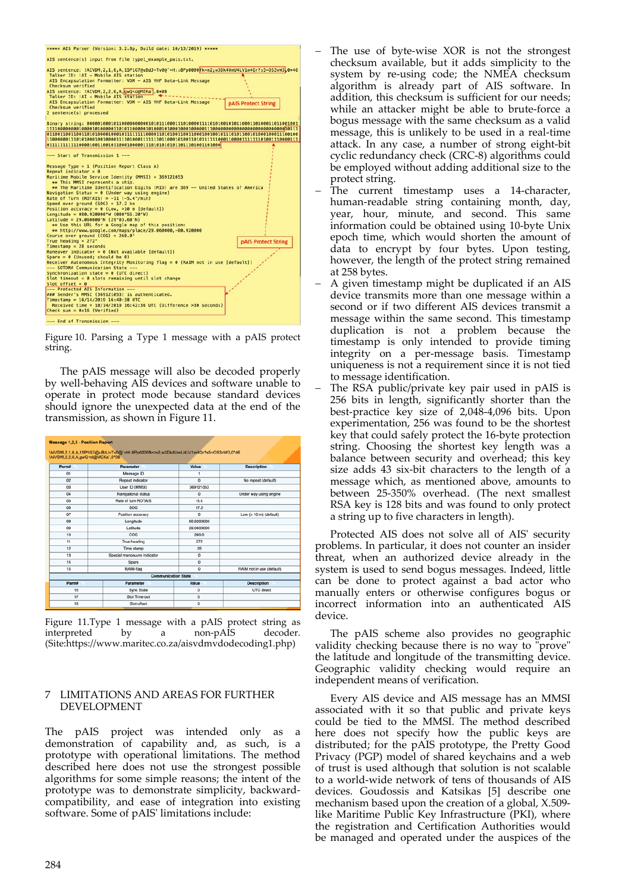Figure 10. Parsing a Type 1 message with a pAIS protect string.

The pAIS message will also be decoded properly by well-behaving AIS devices and software unable to operate in protect mode because standard devices should ignore the unexpected data at the end of the transmission, as shown in Figure 11.

**Message 1,2,3 - Position Report**

!AIVDM,2,1,6,A,15P1G7@uDdJ=Tv0@'=H:;8Pp0000fk<m2;w3Dk4UmU4LV1m4Qr7s5=OS3vW3,0*46
!AIVDM,2,2,6,A,gwQ<@MEKa',0*08

| Parm# | Parameter | Value | Description |
|---|---|---|---|
| 01 | Message ID | 1 | |
| 02 | Repeat indicator | 0 | No repeat (default) |
| 03 | User ID (MMSI) | 369121053 | |
| 04 | Navigational status | 0 | Under way using engine |
| 05 | Rate of turn ROTAIS | -5.4 | |
| 06 | SOG | 17.2 | |
| 07 | Position accuracy | 0 | Low (> 10 m) (default) |
| 08 | Longitude | 80.9200000 | |
| 09 | Latitude | 29.0600000 | |
| 10 | COG | 260.0 | |
| 11 | True heading | 272 | |
| 12 | Time stamp | 28 | |
| 13 | Special manoeuvre indicator | 0 | |
| 14 | Spare | 0 | |
| 15 | RAIM-flag | 0 | RAIM not in use (default) |
| | **Communication State** | | |
| Parm# | Parameter | Value | Description |
| 16 | Sync State | 0 | UTC direct |
| 17 | Slot Time-out | 0 | |
| 18 | Slot offset | 0 | |

Figure 11.Type 1 message with a pAIS protect string as interpreted by a non-pAIS decoder. (Site:https://www.maritec.co.za/aisvdmvdodecoding1.php)

## 7 LIMITATIONS AND AREAS FOR FURTHER DEVELOPMENT

The pAIS project was intended only as a demonstration of capability and, as such, is a prototype with operational limitations. The method described here does not use the strongest possible algorithms for some simple reasons; the intent of the prototype was to demonstrate simplicity, backward-compatibility, and ease of integration into existing software. Some of pAIS' limitations include:

- The use of byte-wise XOR is not the strongest checksum available, but it adds simplicity to the system by re-using code; the NMEA checksum algorithm is already part of AIS software. In addition, this checksum is sufficient for our needs; while an attacker might be able to brute-force a bogus message with the same checksum as a valid message, this is unlikely to be used in a real-time attack. In any case, a number of strong eight-bit cyclic redundancy check (CRC-8) algorithms could be employed without adding additional size to the protect string.
- The current timestamp uses a 14-character, human-readable string containing month, day, year, hour, minute, and second. This same information could be obtained using 10-byte Unix epoch time, which would shorten the amount of data to encrypt by four bytes. Upon testing, however, the length of the protect string remained at 258 bytes.
- A given timestamp might be duplicated if an AIS device transmits more than one message within a second or if two different AIS devices transmit a message within the same second. This timestamp duplication is not a problem because the timestamp is only intended to provide timing integrity on a per-message basis. Timestamp uniqueness is not a requirement since it is not tied to message identification.
- The RSA public/private key pair used in pAIS is 256 bits in length, significantly shorter than the best-practice key size of 2,048-4,096 bits. Upon experimentation, 256 was found to be the shortest key that could safely protect the 16-byte protection string. Choosing the shortest key length was a balance between security and overhead; this key size adds 43 six-bit characters to the length of a message which, as mentioned above, amounts to between 25-350% overhead. (The next smallest RSA key is 128 bits and was found to only protect a string up to five characters in length).

Protected AIS does not solve all of AIS' security problems. In particular, it does not counter an insider threat, when an authorized device already in the system is used to send bogus messages. Indeed, little can be done to protect against a bad actor who manually enters or otherwise configures bogus or incorrect information into an authenticated AIS device.

The pAIS scheme also provides no geographic validity checking because there is no way to "prove" the latitude and longitude of the transmitting device. Geographic validity checking would require an independent means of verification.

Every AIS device and AIS message has an MMSI associated with it so that public and private keys could be tied to the MMSI. The method described here does not specify how the public keys are distributed; for the pAIS prototype, the Pretty Good Privacy (PGP) model of shared keychains and a web of trust is used although that solution is not scalable to a world-wide network of tens of thousands of AIS devices. Goudossis and Katsikas [5] describe one mechanism based upon the creation of a global, X.509-like Maritime Public Key Infrastructure (PKI), where the registration and Certification Authorities would be managed and operated under the auspices of the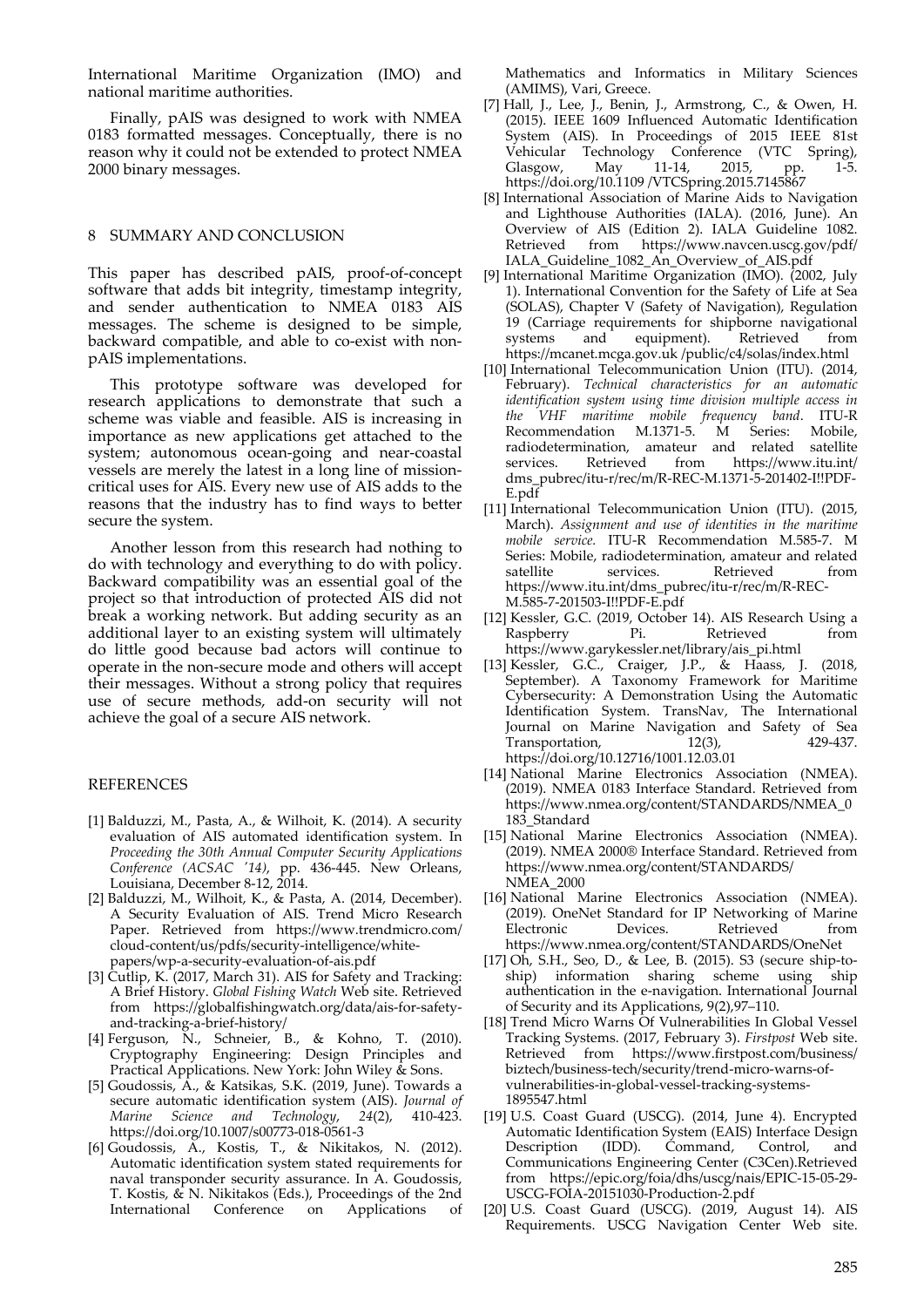International Maritime Organization (IMO) and national maritime authorities.

Finally, pAIS was designed to work with NMEA 0183 formatted messages. Conceptually, there is no reason why it could not be extended to protect NMEA 2000 binary messages.

## 8 SUMMARY AND CONCLUSION

This paper has described pAIS, proof-of-concept software that adds bit integrity, timestamp integrity, and sender authentication to NMEA 0183 AIS messages. The scheme is designed to be simple, backward compatible, and able to co-exist with non-pAIS implementations.

This prototype software was developed for research applications to demonstrate that such a scheme was viable and feasible. AIS is increasing in importance as new applications get attached to the system; autonomous ocean-going and near-coastal vessels are merely the latest in a long line of mission-critical uses for AIS. Every new use of AIS adds to the reasons that the industry has to find ways to better secure the system.

Another lesson from this research had nothing to do with technology and everything to do with policy. Backward compatibility was an essential goal of the project so that introduction of protected AIS did not break a working network. But adding security as an additional layer to an existing system will ultimately do little good because bad actors will continue to operate in the non-secure mode and others will accept their messages. Without a strong policy that requires use of secure methods, add-on security will not achieve the goal of a secure AIS network.

## REFERENCES

[1] Balduzzi, M., Pasta, A., & Wilhoit, K. (2014). A security evaluation of AIS automated identification system. In *Proceeding the 30th Annual Computer Security Applications Conference (ACSAC '14)*, pp. 436-445. New Orleans, Louisiana, December 8-12, 2014.

[2] Balduzzi, M., Wilhoit, K., & Pasta, A. (2014, December). A Security Evaluation of AIS. Trend Micro Research Paper. Retrieved from https://www.trendmicro.com/cloud-content/us/pdfs/security-intelligence/white-papers/wp-a-security-evaluation-of-ais.pdf

[3] Cutlip, K. (2017, March 31). AIS for Safety and Tracking: A Brief History. *Global Fishing Watch* Web site. Retrieved from https://globalfishingwatch.org/data/ais-for-safety-and-tracking-a-brief-history/

[4] Ferguson, N., Schneier, B., & Kohno, T. (2010). Cryptography Engineering: Design Principles and Practical Applications. New York: John Wiley & Sons.

[5] Goudossis, A., & Katsikas, S.K. (2019, June). Towards a secure automatic identification system (AIS). *Journal of Marine Science and Technology*, *24*(2), 410-423. https://doi.org/10.1007/s00773-018-0561-3

[6] Goudossis, A., Kostis, T., & Nikitakos, N. (2012). Automatic identification system stated requirements for naval transponder security assurance. In A. Goudossis, T. Kostis, & N. Nikitakos (Eds.), Proceedings of the 2nd International Conference on Applications of Mathematics and Informatics in Military Sciences (AMIMS), Vari, Greece.

[7] Hall, J., Lee, J., Benin, J., Armstrong, C., & Owen, H. (2015). IEEE 1609 Influenced Automatic Identification System (AIS). In Proceedings of 2015 IEEE 81st Vehicular Technology Conference (VTC Spring), Glasgow, May 11-14, 2015, pp. 1-5. https://doi.org/10.1109 /VTCSpring.2015.7145867

[8] International Association of Marine Aids to Navigation and Lighthouse Authorities (IALA). (2016, June). An Overview of AIS (Edition 2). IALA Guideline 1082. Retrieved from https://www.navcen.uscg.gov/pdf/IALA_Guideline_1082_An_Overview_of_AIS.pdf

[9] International Maritime Organization (IMO). (2002, July 1). International Convention for the Safety of Life at Sea (SOLAS), Chapter V (Safety of Navigation), Regulation 19 (Carriage requirements for shipborne navigational systems and equipment). Retrieved from https://mcanet.mcga.gov.uk /public/c4/solas/index.html

[10] International Telecommunication Union (ITU). (2014, February). *Technical characteristics for an automatic identification system using time division multiple access in the VHF maritime mobile frequency band*. ITU-R Recommendation M.1371-5. M Series: Mobile, radiodetermination, amateur and related satellite services. Retrieved from https://www.itu.int/dms_pubrec/itu-r/rec/m/R-REC-M.1371-5-201402-I!!PDF-E.pdf

[11] International Telecommunication Union (ITU). (2015, March). *Assignment and use of identities in the maritime mobile service.* ITU-R Recommendation M.585-7. M Series: Mobile, radiodetermination, amateur and related satellite services. Retrieved from https://www.itu.int/dms_pubrec/itu-r/rec/m/R-REC-M.585-7-201503-I!!PDF-E.pdf

[12] Kessler, G.C. (2019, October 14). AIS Research Using a Raspberry Pi. Retrieved from https://www.garykessler.net/library/ais_pi.html

[13] Kessler, G.C., Craiger, J.P., & Haass, J. (2018, September). A Taxonomy Framework for Maritime Cybersecurity: A Demonstration Using the Automatic Identification System. TransNav, The International Journal on Marine Navigation and Safety of Sea Transportation, 12(3), 429-437. https://doi.org/10.12716/1001.12.03.01

[14] National Marine Electronics Association (NMEA). (2019). NMEA 0183 Interface Standard. Retrieved from https://www.nmea.org/content/STANDARDS/NMEA_0183_Standard

[15] National Marine Electronics Association (NMEA). (2019). NMEA 2000® Interface Standard. Retrieved from https://www.nmea.org/content/STANDARDS/NMEA_2000

[16] National Marine Electronics Association (NMEA). (2019). OneNet Standard for IP Networking of Marine Electronic Devices. Retrieved from https://www.nmea.org/content/STANDARDS/OneNet

[17] Oh, S.H., Seo, D., & Lee, B. (2015). S3 (secure ship-to-ship) information sharing scheme using ship authentication in the e-navigation. International Journal of Security and its Applications, 9(2),97–110.

[18] Trend Micro Warns Of Vulnerabilities In Global Vessel Tracking Systems. (2017, February 3). *Firstpost* Web site. Retrieved from https://www.firstpost.com/business/biztech/business-tech/security/trend-micro-warns-of-vulnerabilities-in-global-vessel-tracking-systems-1895547.html

[19] U.S. Coast Guard (USCG). (2014, June 4). Encrypted Automatic Identification System (EAIS) Interface Design Description (IDD). Command, Control, and Communications Engineering Center (C3Cen).Retrieved from https://epic.org/foia/dhs/uscg/nais/EPIC-15-05-29-USCG-FOIA-20151030-Production-2.pdf

[20] U.S. Coast Guard (USCG). (2019, August 14). AIS Requirements. USCG Navigation Center Web site.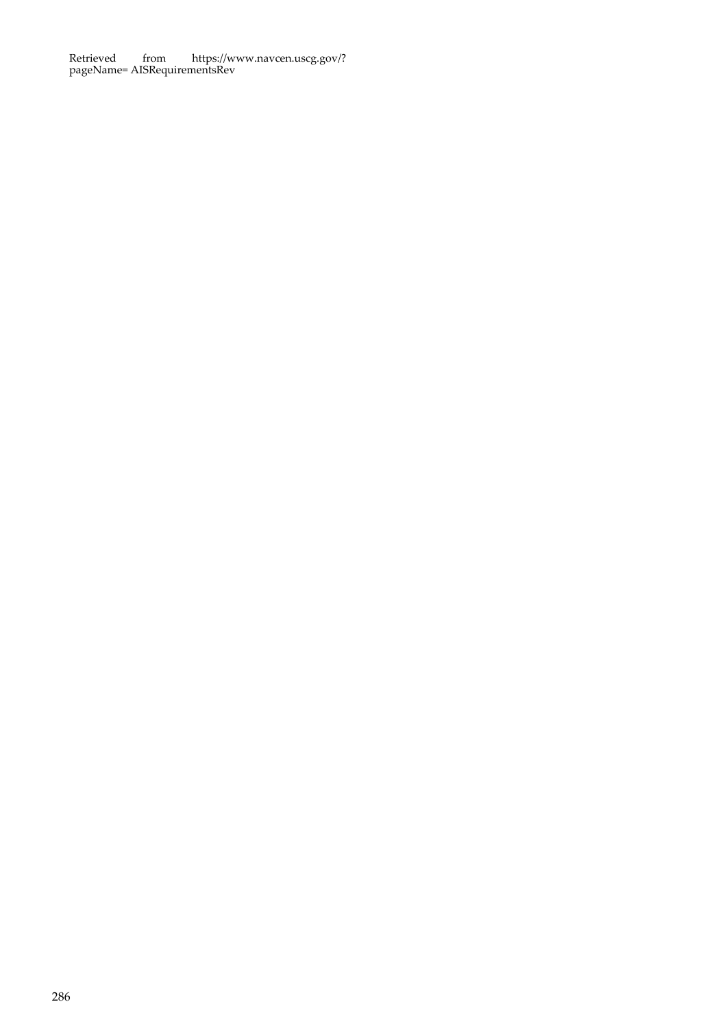Retrieved from https://www.navcen.uscg.gov/?pageName= AISRequirementsRev